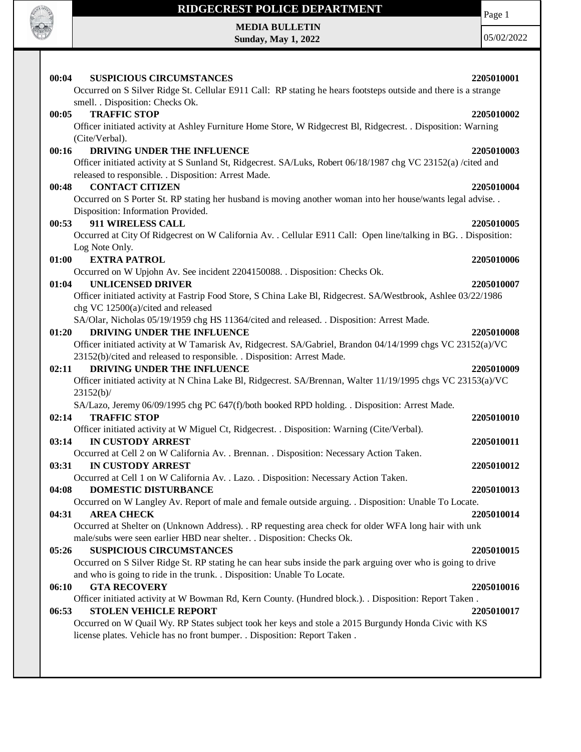# RIDGECREST POLICE DEPARTMENT

**MEDIA BULLETIN**
**Sunday, May 1, 2022**

05/02/2022

**00:04 SUSPICIOUS CIRCUMSTANCES 2205010001**
Occurred on S Silver Ridge St. Cellular E911 Call: RP stating he hears footsteps outside and there is a strange smell. . Disposition: Checks Ok.

**00:05 TRAFFIC STOP 2205010002**
Officer initiated activity at Ashley Furniture Home Store, W Ridgecrest Bl, Ridgecrest. . Disposition: Warning (Cite/Verbal).

**00:16 DRIVING UNDER THE INFLUENCE 2205010003**
Officer initiated activity at S Sunland St, Ridgecrest. SA/Luks, Robert 06/18/1987 chg VC 23152(a) /cited and released to responsible. . Disposition: Arrest Made.

**00:48 CONTACT CITIZEN 2205010004**
Occurred on S Porter St. RP stating her husband is moving another woman into her house/wants legal advise. . Disposition: Information Provided.

**00:53 911 WIRELESS CALL 2205010005**
Occurred at City Of Ridgecrest on W California Av. . Cellular E911 Call: Open line/talking in BG. . Disposition: Log Note Only.

**01:00 EXTRA PATROL 2205010006**
Occurred on W Upjohn Av. See incident 2204150088. . Disposition: Checks Ok.

**01:04 UNLICENSED DRIVER 2205010007**
Officer initiated activity at Fastrip Food Store, S China Lake Bl, Ridgecrest. SA/Westbrook, Ashlee 03/22/1986 chg VC 12500(a)/cited and released
SA/Olar, Nicholas 05/19/1959 chg HS 11364/cited and released. . Disposition: Arrest Made.

**01:20 DRIVING UNDER THE INFLUENCE 2205010008**
Officer initiated activity at W Tamarisk Av, Ridgecrest. SA/Gabriel, Brandon 04/14/1999 chgs VC 23152(a)/VC 23152(b)/cited and released to responsible. . Disposition: Arrest Made.

**02:11 DRIVING UNDER THE INFLUENCE 2205010009**
Officer initiated activity at N China Lake Bl, Ridgecrest. SA/Brennan, Walter 11/19/1995 chgs VC 23153(a)/VC 23152(b)/
SA/Lazo, Jeremy 06/09/1995 chg PC 647(f)/both booked RPD holding. . Disposition: Arrest Made.

**02:14 TRAFFIC STOP 2205010010**
Officer initiated activity at W Miguel Ct, Ridgecrest. . Disposition: Warning (Cite/Verbal).

**03:14 IN CUSTODY ARREST 2205010011**
Occurred at Cell 2 on W California Av. . Brennan. . Disposition: Necessary Action Taken.

**03:31 IN CUSTODY ARREST 2205010012**
Occurred at Cell 1 on W California Av. . Lazo. . Disposition: Necessary Action Taken.

**04:08 DOMESTIC DISTURBANCE 2205010013**
Occurred on W Langley Av. Report of male and female outside arguing. . Disposition: Unable To Locate.

**04:31 AREA CHECK 2205010014**
Occurred at Shelter on (Unknown Address). . RP requesting area check for older WFA long hair with unk male/subs were seen earlier HBD near shelter. . Disposition: Checks Ok.

**05:26 SUSPICIOUS CIRCUMSTANCES 2205010015**
Occurred on S Silver Ridge St. RP stating he can hear subs inside the park arguing over who is going to drive and who is going to ride in the trunk. . Disposition: Unable To Locate.

**06:10 GTA RECOVERY 2205010016**
Officer initiated activity at W Bowman Rd, Kern County. (Hundred block.). . Disposition: Report Taken .

**06:53 STOLEN VEHICLE REPORT 2205010017**
Occurred on W Quail Wy. RP States subject took her keys and stole a 2015 Burgundy Honda Civic with KS license plates. Vehicle has no front bumper. . Disposition: Report Taken .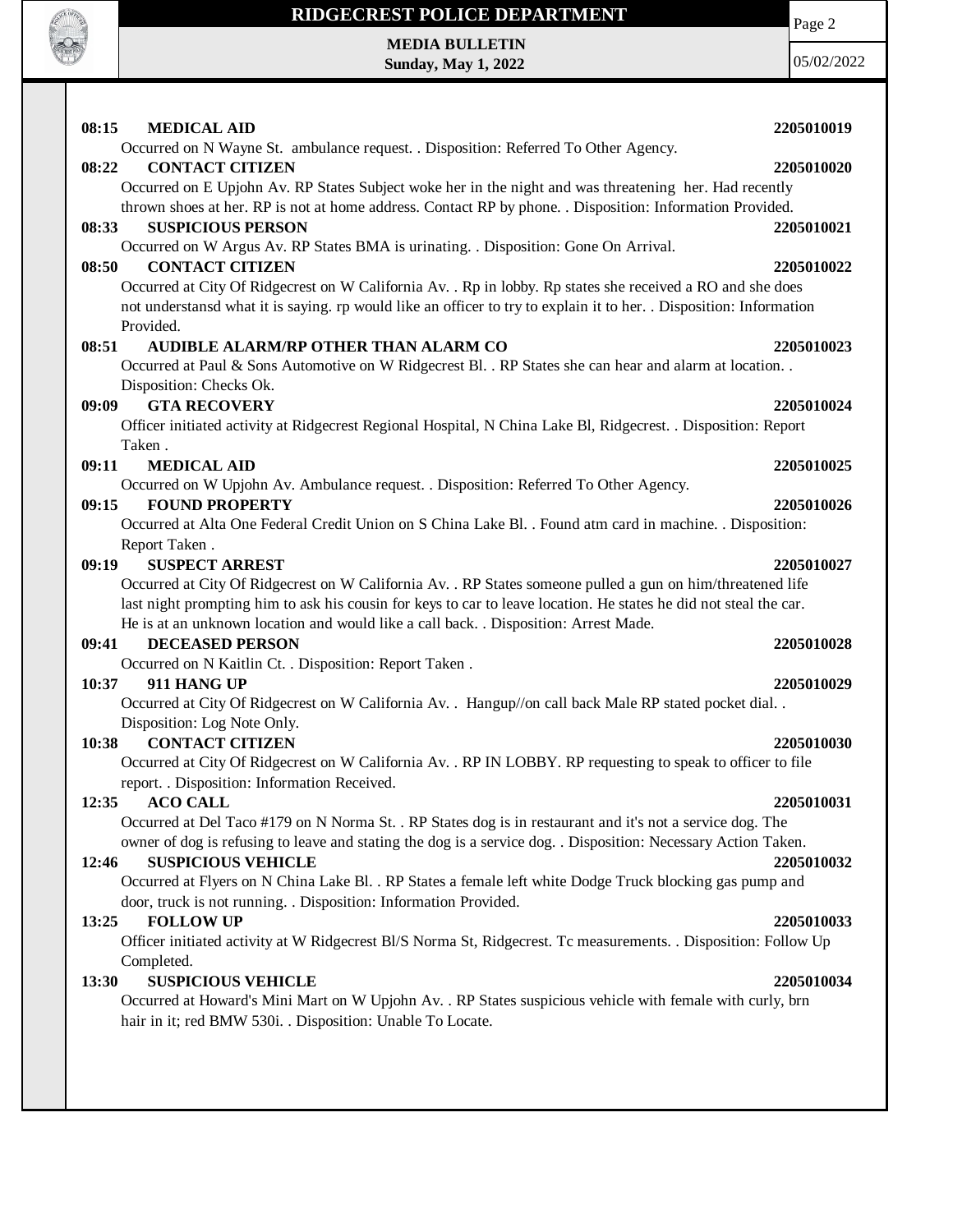**08:15 MEDICAL AID** **2205010019**

Occurred on N Wayne St. ambulance request. . Disposition: Referred To Other Agency.

**08:22 CONTACT CITIZEN** **2205010020**

Occurred on E Upjohn Av. RP States Subject woke her in the night and was threatening her. Had recently thrown shoes at her. RP is not at home address. Contact RP by phone. . Disposition: Information Provided.

**08:33 SUSPICIOUS PERSON** **2205010021**

Occurred on W Argus Av. RP States BMA is urinating. . Disposition: Gone On Arrival.

**08:50 CONTACT CITIZEN** **2205010022**

Occurred at City Of Ridgecrest on W California Av. . Rp in lobby. Rp states she received a RO and she does not understansd what it is saying. rp would like an officer to try to explain it to her. . Disposition: Information Provided.

**08:51 AUDIBLE ALARM/RP OTHER THAN ALARM CO** **2205010023**

Occurred at Paul & Sons Automotive on W Ridgecrest Bl. . RP States she can hear and alarm at location. . Disposition: Checks Ok.

**09:09 GTA RECOVERY** **2205010024**

Officer initiated activity at Ridgecrest Regional Hospital, N China Lake Bl, Ridgecrest. . Disposition: Report Taken .

**09:11 MEDICAL AID** **2205010025**

Occurred on W Upjohn Av. Ambulance request. . Disposition: Referred To Other Agency.

**09:15 FOUND PROPERTY** **2205010026**

Occurred at Alta One Federal Credit Union on S China Lake Bl. . Found atm card in machine. . Disposition: Report Taken .

**09:19 SUSPECT ARREST** **2205010027**

Occurred at City Of Ridgecrest on W California Av. . RP States someone pulled a gun on him/threatened life last night prompting him to ask his cousin for keys to car to leave location. He states he did not steal the car. He is at an unknown location and would like a call back. . Disposition: Arrest Made.

**09:41 DECEASED PERSON** **2205010028**

Occurred on N Kaitlin Ct. . Disposition: Report Taken .

**10:37 911 HANG UP** **2205010029**

Occurred at City Of Ridgecrest on W California Av. . Hangup//on call back Male RP stated pocket dial. . Disposition: Log Note Only.

**10:38 CONTACT CITIZEN** **2205010030**

Occurred at City Of Ridgecrest on W California Av. . RP IN LOBBY. RP requesting to speak to officer to file report. . Disposition: Information Received.

**12:35 ACO CALL** **2205010031**

Occurred at Del Taco #179 on N Norma St. . RP States dog is in restaurant and it's not a service dog. The owner of dog is refusing to leave and stating the dog is a service dog. . Disposition: Necessary Action Taken.

**12:46 SUSPICIOUS VEHICLE** **2205010032**

Occurred at Flyers on N China Lake Bl. . RP States a female left white Dodge Truck blocking gas pump and door, truck is not running. . Disposition: Information Provided.

**13:25 FOLLOW UP** **2205010033**

Officer initiated activity at W Ridgecrest Bl/S Norma St, Ridgecrest. Tc measurements. . Disposition: Follow Up Completed.

**13:30 SUSPICIOUS VEHICLE** **2205010034**

Occurred at Howard's Mini Mart on W Upjohn Av. . RP States suspicious vehicle with female with curly, brn hair in it; red BMW 530i. . Disposition: Unable To Locate.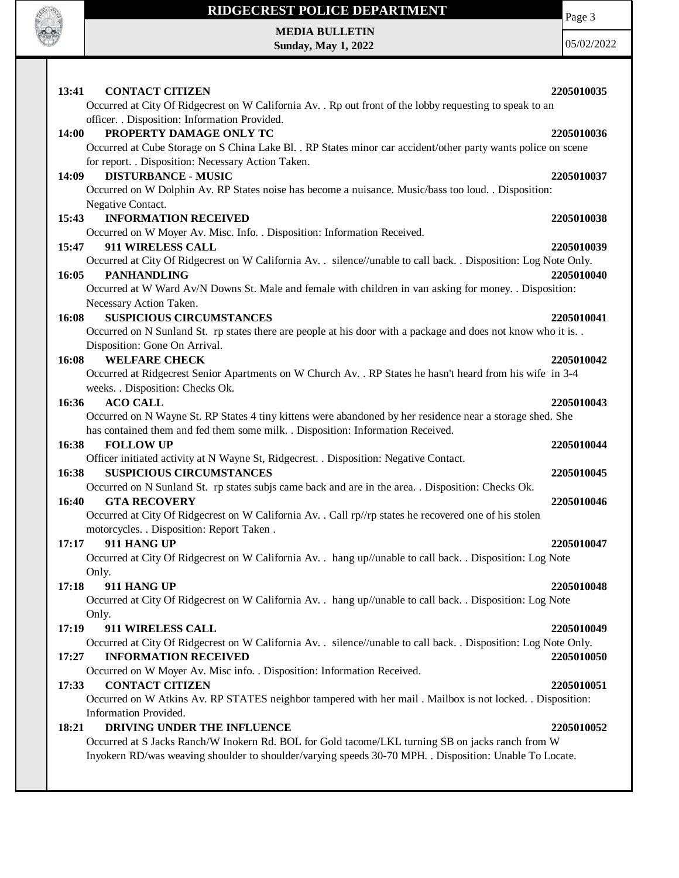**13:41 CONTACT CITIZEN** **2205010035**

Occurred at City Of Ridgecrest on W California Av. . Rp out front of the lobby requesting to speak to an officer. . Disposition: Information Provided.

**14:00 PROPERTY DAMAGE ONLY TC** **2205010036**

Occurred at Cube Storage on S China Lake Bl. . RP States minor car accident/other party wants police on scene for report. . Disposition: Necessary Action Taken.

**14:09 DISTURBANCE - MUSIC** **2205010037**

Occurred on W Dolphin Av. RP States noise has become a nuisance. Music/bass too loud. . Disposition: Negative Contact.

**15:43 INFORMATION RECEIVED** **2205010038**

Occurred on W Moyer Av. Misc. Info. . Disposition: Information Received.

**15:47 911 WIRELESS CALL** **2205010039**

Occurred at City Of Ridgecrest on W California Av. . silence//unable to call back. . Disposition: Log Note Only.

**16:05 PANHANDLING** **2205010040**

Occurred at W Ward Av/N Downs St. Male and female with children in van asking for money. . Disposition: Necessary Action Taken.

**16:08 SUSPICIOUS CIRCUMSTANCES** **2205010041**

Occurred on N Sunland St. rp states there are people at his door with a package and does not know who it is. . Disposition: Gone On Arrival.

**16:08 WELFARE CHECK** **2205010042**

Occurred at Ridgecrest Senior Apartments on W Church Av. . RP States he hasn't heard from his wife in 3-4 weeks. . Disposition: Checks Ok.

**16:36 ACO CALL** **2205010043**

Occurred on N Wayne St. RP States 4 tiny kittens were abandoned by her residence near a storage shed. She has contained them and fed them some milk. . Disposition: Information Received.

**16:38 FOLLOW UP** **2205010044**

Officer initiated activity at N Wayne St, Ridgecrest. . Disposition: Negative Contact.

**16:38 SUSPICIOUS CIRCUMSTANCES** **2205010045**

Occurred on N Sunland St. rp states subjs came back and are in the area. . Disposition: Checks Ok.

**16:40 GTA RECOVERY** **2205010046**

Occurred at City Of Ridgecrest on W California Av. . Call rp//rp states he recovered one of his stolen motorcycles. . Disposition: Report Taken .

**17:17 911 HANG UP** **2205010047**

Occurred at City Of Ridgecrest on W California Av. . hang up//unable to call back. . Disposition: Log Note Only.

**17:18 911 HANG UP** **2205010048**

Occurred at City Of Ridgecrest on W California Av. . hang up//unable to call back. . Disposition: Log Note Only.

**17:19 911 WIRELESS CALL** **2205010049**

Occurred at City Of Ridgecrest on W California Av. . silence//unable to call back. . Disposition: Log Note Only.

**17:27 INFORMATION RECEIVED** **2205010050**

Occurred on W Moyer Av. Misc info. . Disposition: Information Received.

**17:33 CONTACT CITIZEN** **2205010051**

Occurred on W Atkins Av. RP STATES neighbor tampered with her mail . Mailbox is not locked. . Disposition: Information Provided.

**18:21 DRIVING UNDER THE INFLUENCE** **2205010052**

Occurred at S Jacks Ranch/W Inokern Rd. BOL for Gold tacome/LKL turning SB on jacks ranch from W Inyokern RD/was weaving shoulder to shoulder/varying speeds 30-70 MPH. . Disposition: Unable To Locate.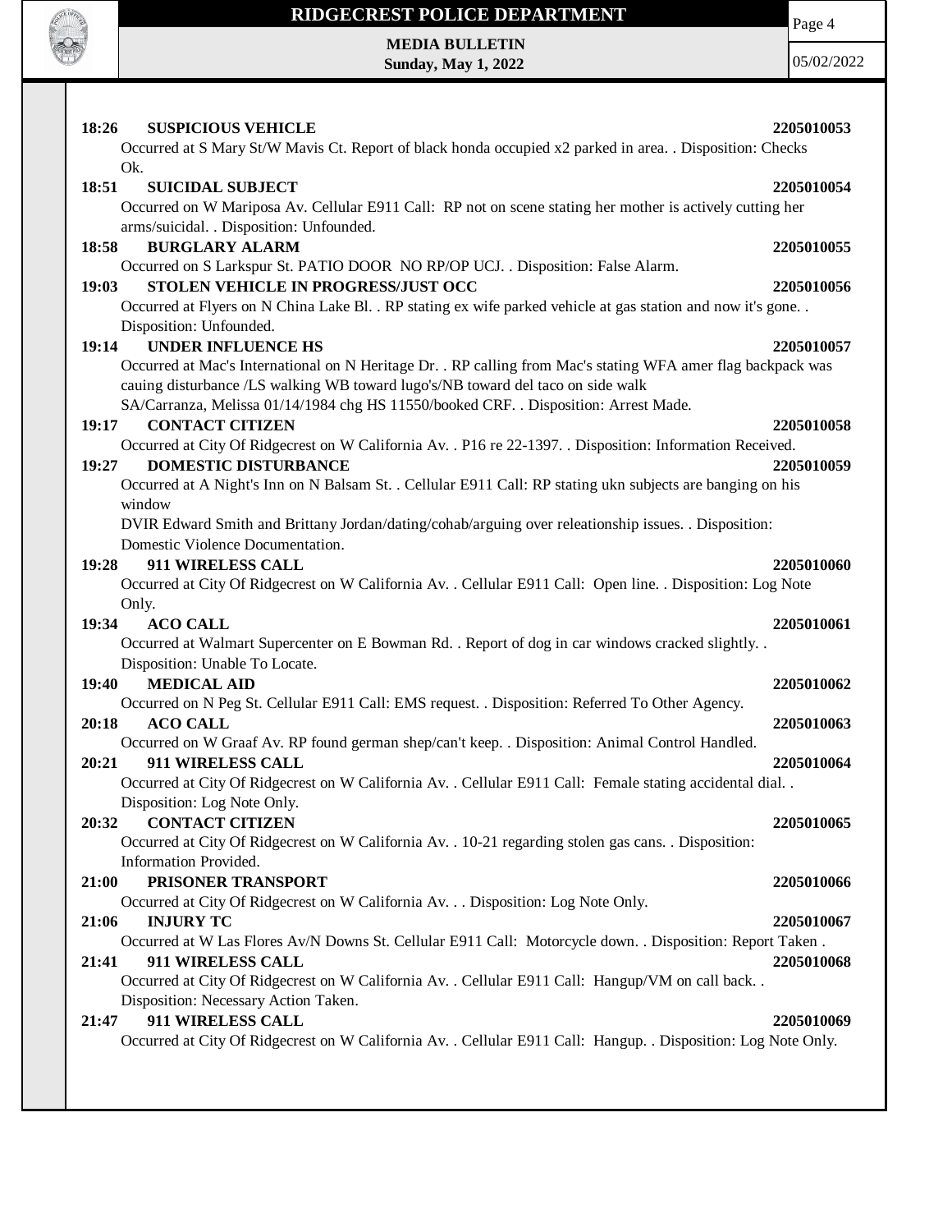**18:26 SUSPICIOUS VEHICLE 2205010053**

Occurred at S Mary St/W Mavis Ct. Report of black honda occupied x2 parked in area. . Disposition: Checks Ok.

**18:51 SUICIDAL SUBJECT 2205010054**

Occurred on W Mariposa Av. Cellular E911 Call: RP not on scene stating her mother is actively cutting her arms/suicidal. . Disposition: Unfounded.

**18:58 BURGLARY ALARM 2205010055**

Occurred on S Larkspur St. PATIO DOOR NO RP/OP UCJ. . Disposition: False Alarm.

**19:03 STOLEN VEHICLE IN PROGRESS/JUST OCC 2205010056**

Occurred at Flyers on N China Lake Bl. . RP stating ex wife parked vehicle at gas station and now it's gone. . Disposition: Unfounded.

**19:14 UNDER INFLUENCE HS 2205010057**

Occurred at Mac's International on N Heritage Dr. . RP calling from Mac's stating WFA amer flag backpack was cauing disturbance /LS walking WB toward lugo's/NB toward del taco on side walk
SA/Carranza, Melissa 01/14/1984 chg HS 11550/booked CRF. . Disposition: Arrest Made.

**19:17 CONTACT CITIZEN 2205010058**

Occurred at City Of Ridgecrest on W California Av. . P16 re 22-1397. . Disposition: Information Received.

**19:27 DOMESTIC DISTURBANCE 2205010059**

Occurred at A Night's Inn on N Balsam St. . Cellular E911 Call: RP stating ukn subjects are banging on his window
DVIR Edward Smith and Brittany Jordan/dating/cohab/arguing over releationship issues. . Disposition: Domestic Violence Documentation.

**19:28 911 WIRELESS CALL 2205010060**

Occurred at City Of Ridgecrest on W California Av. . Cellular E911 Call: Open line. . Disposition: Log Note Only.

**19:34 ACO CALL 2205010061**

Occurred at Walmart Supercenter on E Bowman Rd. . Report of dog in car windows cracked slightly. . Disposition: Unable To Locate.

**19:40 MEDICAL AID 2205010062**

Occurred on N Peg St. Cellular E911 Call: EMS request. . Disposition: Referred To Other Agency.

**20:18 ACO CALL 2205010063**

Occurred on W Graaf Av. RP found german shep/can't keep. . Disposition: Animal Control Handled.

**20:21 911 WIRELESS CALL 2205010064**

Occurred at City Of Ridgecrest on W California Av. . Cellular E911 Call: Female stating accidental dial. . Disposition: Log Note Only.

**20:32 CONTACT CITIZEN 2205010065**

Occurred at City Of Ridgecrest on W California Av. . 10-21 regarding stolen gas cans. . Disposition: Information Provided.

**21:00 PRISONER TRANSPORT 2205010066**

Occurred at City Of Ridgecrest on W California Av. . . Disposition: Log Note Only.

**21:06 INJURY TC 2205010067**

Occurred at W Las Flores Av/N Downs St. Cellular E911 Call: Motorcycle down. . Disposition: Report Taken .

**21:41 911 WIRELESS CALL 2205010068**

Occurred at City Of Ridgecrest on W California Av. . Cellular E911 Call: Hangup/VM on call back. . Disposition: Necessary Action Taken.

**21:47 911 WIRELESS CALL 2205010069**

Occurred at City Of Ridgecrest on W California Av. . Cellular E911 Call: Hangup. . Disposition: Log Note Only.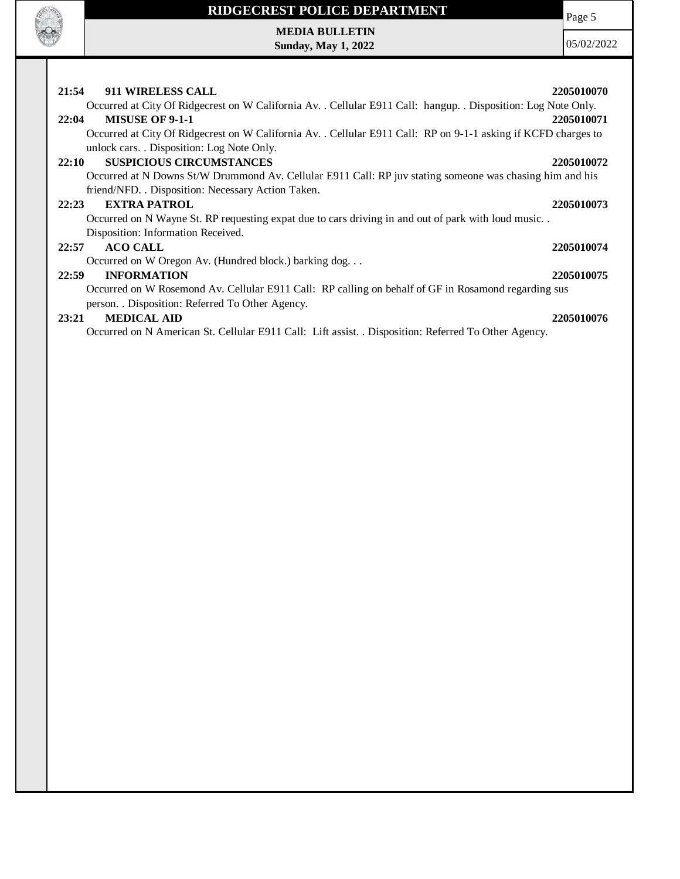**21:54 911 WIRELESS CALL 2205010070**

Occurred at City Of Ridgecrest on W California Av. . Cellular E911 Call: hangup. . Disposition: Log Note Only.

**22:04 MISUSE OF 9-1-1 2205010071**

Occurred at City Of Ridgecrest on W California Av. . Cellular E911 Call: RP on 9-1-1 asking if KCFD charges to unlock cars. . Disposition: Log Note Only.

**22:10 SUSPICIOUS CIRCUMSTANCES 2205010072**

Occurred at N Downs St/W Drummond Av. Cellular E911 Call: RP juv stating someone was chasing him and his friend/NFD. . Disposition: Necessary Action Taken.

**22:23 EXTRA PATROL 2205010073**

Occurred on N Wayne St. RP requesting expat due to cars driving in and out of park with loud music. . Disposition: Information Received.

**22:57 ACO CALL 2205010074**

Occurred on W Oregon Av. (Hundred block.) barking dog. . .

**22:59 INFORMATION 2205010075**

Occurred on W Rosemond Av. Cellular E911 Call: RP calling on behalf of GF in Rosamond regarding sus person. . Disposition: Referred To Other Agency.

**23:21 MEDICAL AID 2205010076**

Occurred on N American St. Cellular E911 Call: Lift assist. . Disposition: Referred To Other Agency.